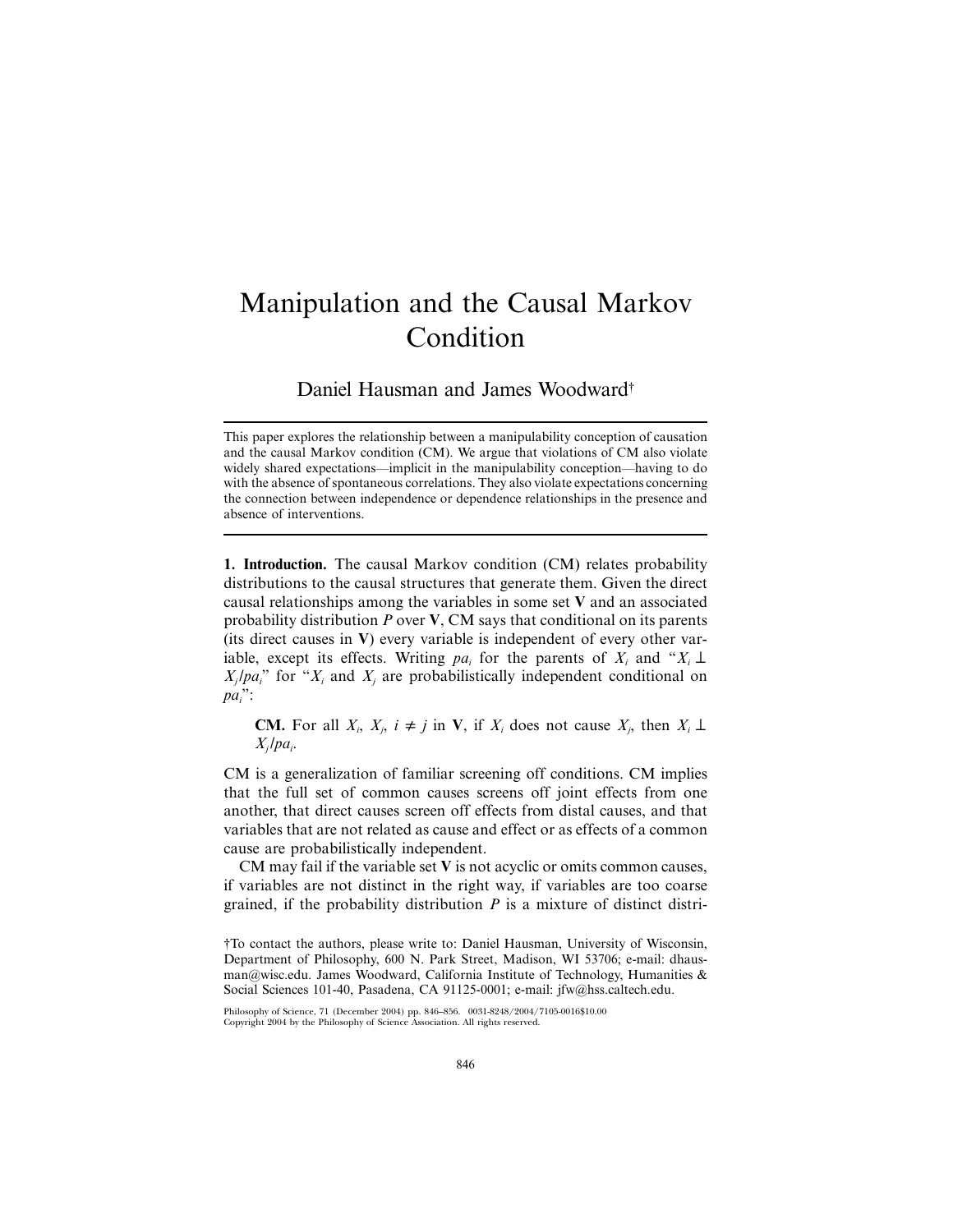# Manipulation and the Causal Markov Condition

Daniel Hausman and James Woodward†

This paper explores the relationship between a manipulability conception of causation and the causal Markov condition (CM). We argue that violations of CM also violate widely shared expectations—implicit in the manipulability conception—having to do with the absence of spontaneous correlations. They also violate expectations concerning the connection between independence or dependence relationships in the presence and absence of interventions.

**1. Introduction.** The causal Markov condition (CM) relates probability distributions to the causal structures that generate them. Given the direct causal relationships among the variables in some set **V** and an associated probability distribution $P$ over **V**, CM says that conditional on its parents (its direct causes in **V**) every variable is independent of every other variable, except its effects. Writing $pa_i$ for the parents of $X_i$ and "$X_i \perp X_j / pa_i$" for "$X_i$ and $X_j$ are probabilistically independent conditional on $pa_i$":

> **CM.** For all $X_i$, $X_j$, $i \neq j$ in **V**, if $X_i$ does not cause $X_j$, then $X_i \perp X_j / pa_i$.

CM is a generalization of familiar screening off conditions. CM implies that the full set of common causes screens off joint effects from one another, that direct causes screen off effects from distal causes, and that variables that are not related as cause and effect or as effects of a common cause are probabilistically independent.

CM may fail if the variable set **V** is not acyclic or omits common causes, if variables are not distinct in the right way, if variables are too coarse grained, if the probability distribution $P$ is a mixture of distinct distri-

†To contact the authors, please write to: Daniel Hausman, University of Wisconsin, Department of Philosophy, 600 N. Park Street, Madison, WI 53706; e-mail: dhausman@wisc.edu. James Woodward, California Institute of Technology, Humanities & Social Sciences 101-40, Pasadena, CA 91125-0001; e-mail: jfw@hss.caltech.edu.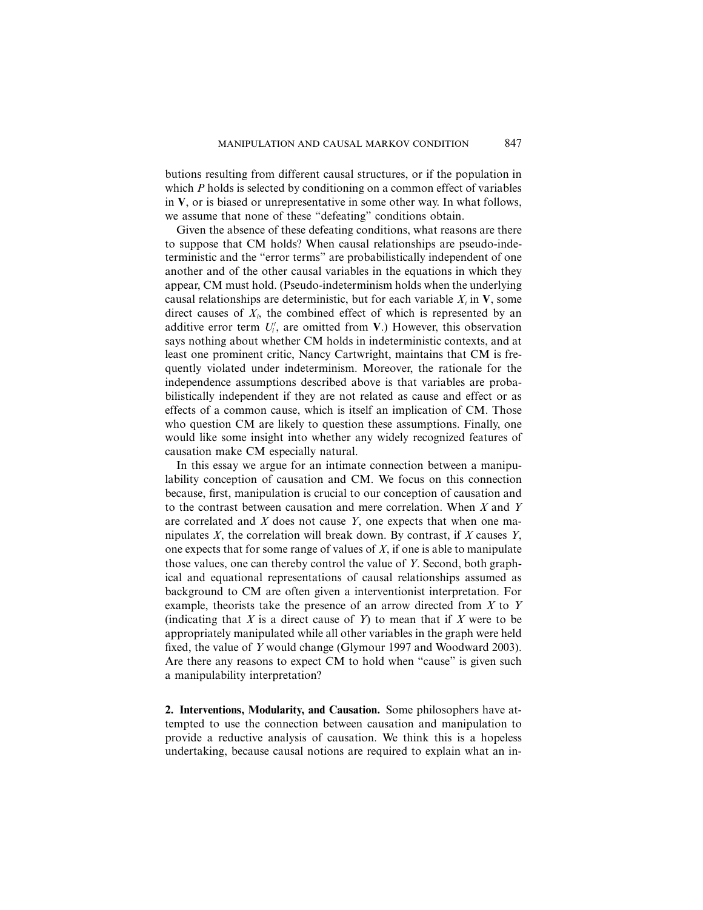butions resulting from different causal structures, or if the population in which $P$ holds is selected by conditioning on a common effect of variables in **V**, or is biased or unrepresentative in some other way. In what follows, we assume that none of these "defeating" conditions obtain.

Given the absence of these defeating conditions, what reasons are there to suppose that CM holds? When causal relationships are pseudo-indeterministic and the "error terms" are probabilistically independent of one another and of the other causal variables in the equations in which they appear, CM must hold. (Pseudo-indeterminism holds when the underlying causal relationships are deterministic, but for each variable $X_i$ in **V**, some direct causes of $X_i$, the combined effect of which is represented by an additive error term $U_i'$, are omitted from **V**.) However, this observation says nothing about whether CM holds in indeterministic contexts, and at least one prominent critic, Nancy Cartwright, maintains that CM is frequently violated under indeterminism. Moreover, the rationale for the independence assumptions described above is that variables are probabilistically independent if they are not related as cause and effect or as effects of a common cause, which is itself an implication of CM. Those who question CM are likely to question these assumptions. Finally, one would like some insight into whether any widely recognized features of causation make CM especially natural.

In this essay we argue for an intimate connection between a manipulability conception of causation and CM. We focus on this connection because, first, manipulation is crucial to our conception of causation and to the contrast between causation and mere correlation. When $X$ and $Y$ are correlated and $X$ does not cause $Y$, one expects that when one manipulates $X$, the correlation will break down. By contrast, if $X$ causes $Y$, one expects that for some range of values of $X$, if one is able to manipulate those values, one can thereby control the value of $Y$. Second, both graphical and equational representations of causal relationships assumed as background to CM are often given a interventionist interpretation. For example, theorists take the presence of an arrow directed from $X$ to $Y$ (indicating that $X$ is a direct cause of $Y$) to mean that if $X$ were to be appropriately manipulated while all other variables in the graph were held fixed, the value of $Y$ would change (Glymour 1997 and Woodward 2003). Are there any reasons to expect CM to hold when "cause" is given such a manipulability interpretation?

**2. Interventions, Modularity, and Causation.** Some philosophers have attempted to use the connection between causation and manipulation to provide a reductive analysis of causation. We think this is a hopeless undertaking, because causal notions are required to explain what an in-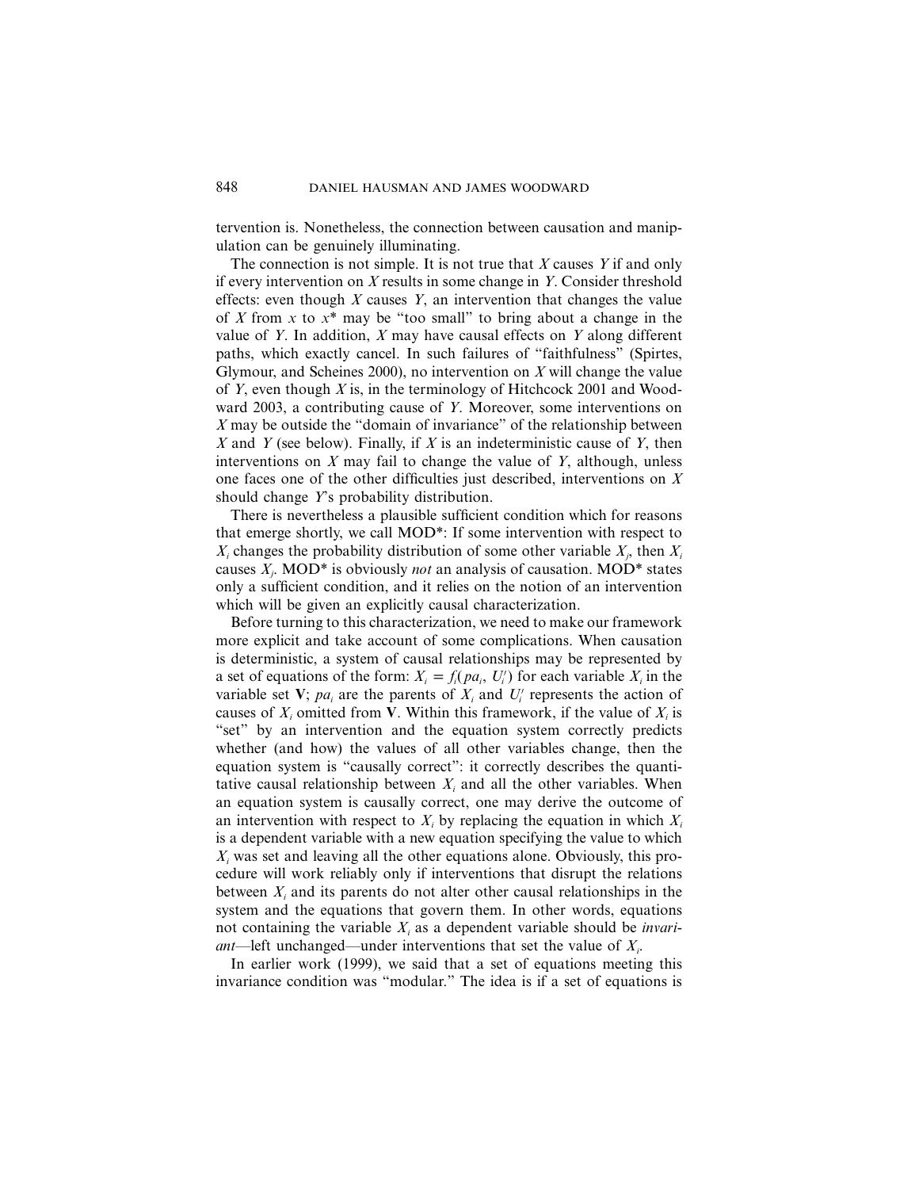tervention is. Nonetheless, the connection between causation and manipulation can be genuinely illuminating.

The connection is not simple. It is not true that $X$ causes $Y$ if and only if every intervention on $X$ results in some change in $Y$. Consider threshold effects: even though $X$ causes $Y$, an intervention that changes the value of $X$ from $x$ to $x^*$ may be "too small" to bring about a change in the value of $Y$. In addition, $X$ may have causal effects on $Y$ along different paths, which exactly cancel. In such failures of "faithfulness" (Spirtes, Glymour, and Scheines 2000), no intervention on $X$ will change the value of $Y$, even though $X$ is, in the terminology of Hitchcock 2001 and Woodward 2003, a contributing cause of $Y$. Moreover, some interventions on $X$ may be outside the "domain of invariance" of the relationship between $X$ and $Y$ (see below). Finally, if $X$ is an indeterministic cause of $Y$, then interventions on $X$ may fail to change the value of $Y$, although, unless one faces one of the other difficulties just described, interventions on $X$ should change $Y$'s probability distribution.

There is nevertheless a plausible sufficient condition which for reasons that emerge shortly, we call MOD*: If some intervention with respect to $X_i$ changes the probability distribution of some other variable $X_j$, then $X_i$ causes $X_j$. MOD* is obviously *not* an analysis of causation. MOD* states only a sufficient condition, and it relies on the notion of an intervention which will be given an explicitly causal characterization.

Before turning to this characterization, we need to make our framework more explicit and take account of some complications. When causation is deterministic, a system of causal relationships may be represented by a set of equations of the form: $X_i = f_i(pa_i, U_i')$ for each variable $X_i$ in the variable set **V**; $pa_i$ are the parents of $X_i$ and $U_i'$ represents the action of causes of $X_i$ omitted from **V**. Within this framework, if the value of $X_i$ is "set" by an intervention and the equation system correctly predicts whether (and how) the values of all other variables change, then the equation system is "causally correct": it correctly describes the quantitative causal relationship between $X_i$ and all the other variables. When an equation system is causally correct, one may derive the outcome of an intervention with respect to $X_i$ by replacing the equation in which $X_i$ is a dependent variable with a new equation specifying the value to which $X_i$ was set and leaving all the other equations alone. Obviously, this procedure will work reliably only if interventions that disrupt the relations between $X_i$ and its parents do not alter other causal relationships in the system and the equations that govern them. In other words, equations not containing the variable $X_i$ as a dependent variable should be *invariant*—left unchanged—under interventions that set the value of $X_i$.

In earlier work (1999), we said that a set of equations meeting this invariance condition was "modular." The idea is if a set of equations is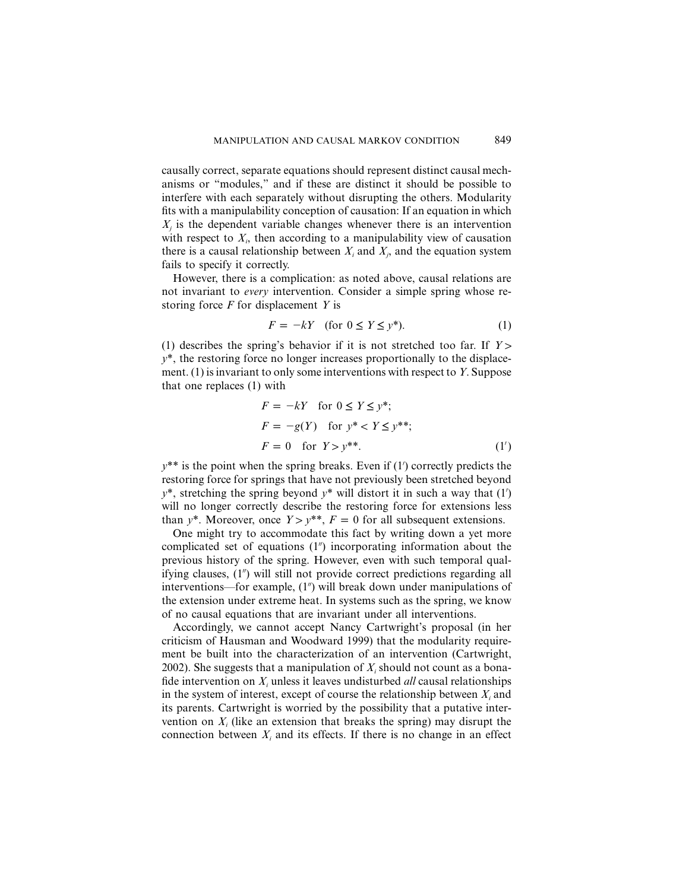causally correct, separate equations should represent distinct causal mechanisms or "modules," and if these are distinct it should be possible to interfere with each separately without disrupting the others. Modularity fits with a manipulability conception of causation: If an equation in which $X_j$ is the dependent variable changes whenever there is an intervention with respect to $X_i$, then according to a manipulability view of causation there is a causal relationship between $X_i$ and $X_j$, and the equation system fails to specify it correctly.

However, there is a complication: as noted above, causal relations are not invariant to *every* intervention. Consider a simple spring whose restoring force $F$ for displacement $Y$ is

$$F = -kY \quad (\text{for } 0 \leq Y \leq y^{*}). \tag{1}$$

(1) describes the spring's behavior if it is not stretched too far. If $Y > y^{*}$, the restoring force no longer increases proportionally to the displacement. (1) is invariant to only some interventions with respect to $Y$. Suppose that one replaces (1) with

$$\begin{aligned} F &= -kY \quad \text{for } 0 \leq Y \leq y^{*}; \\ F &= -g(Y) \quad \text{for } y^{*} < Y \leq y^{**}; \\ F &= 0 \quad \text{for } Y > y^{**}. \end{aligned} \tag{1$'$}$$

$y^{**}$ is the point when the spring breaks. Even if (1′) correctly predicts the restoring force for springs that have not previously been stretched beyond $y^{*}$, stretching the spring beyond $y^{*}$ will distort it in such a way that (1′) will no longer correctly describe the restoring force for extensions less than $y^{*}$. Moreover, once $Y > y^{**}$, $F = 0$ for all subsequent extensions.

One might try to accommodate this fact by writing down a yet more complicated set of equations (1″) incorporating information about the previous history of the spring. However, even with such temporal qualifying clauses, (1″) will still not provide correct predictions regarding all interventions—for example, (1″) will break down under manipulations of the extension under extreme heat. In systems such as the spring, we know of no causal equations that are invariant under all interventions.

Accordingly, we cannot accept Nancy Cartwright's proposal (in her criticism of Hausman and Woodward 1999) that the modularity requirement be built into the characterization of an intervention (Cartwright, 2002). She suggests that a manipulation of $X_i$ should not count as a bona-fide intervention on $X_i$ unless it leaves undisturbed *all* causal relationships in the system of interest, except of course the relationship between $X_i$ and its parents. Cartwright is worried by the possibility that a putative intervention on $X_i$ (like an extension that breaks the spring) may disrupt the connection between $X_i$ and its effects. If there is no change in an effect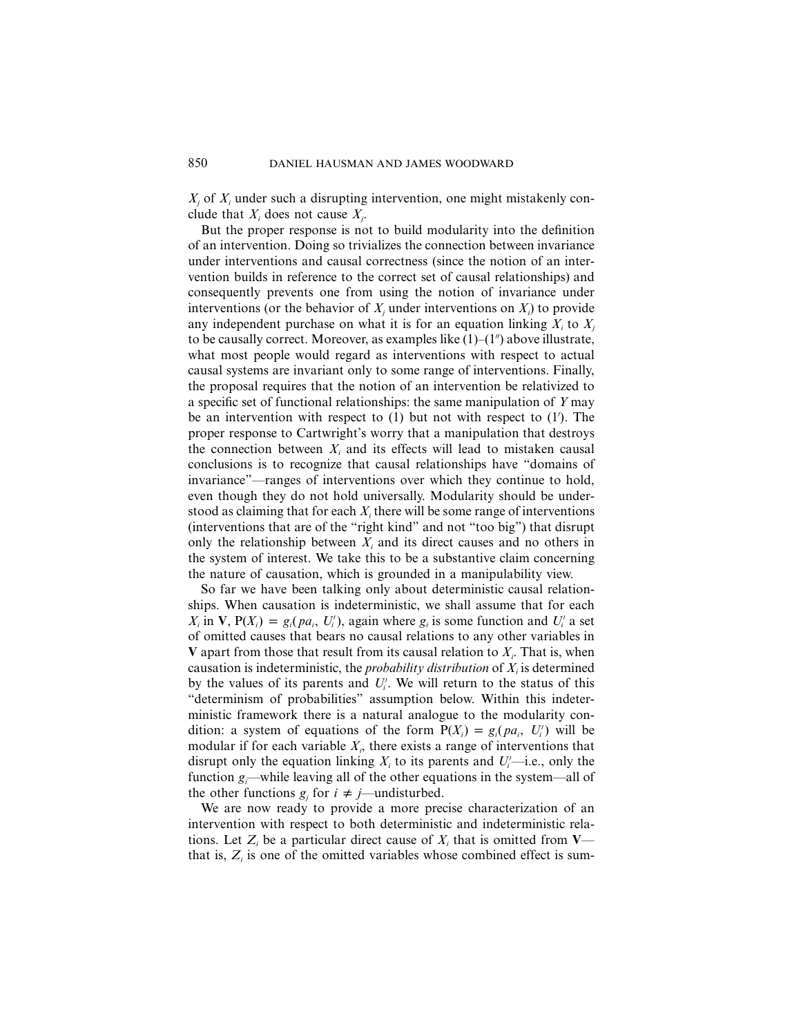$X_j$ of $X_i$ under such a disrupting intervention, one might mistakenly conclude that $X_i$ does not cause $X_j$.

But the proper response is not to build modularity into the definition of an intervention. Doing so trivializes the connection between invariance under interventions and causal correctness (since the notion of an intervention builds in reference to the correct set of causal relationships) and consequently prevents one from using the notion of invariance under interventions (or the behavior of $X_j$ under interventions on $X_i$) to provide any independent purchase on what it is for an equation linking $X_i$ to $X_j$ to be causally correct. Moreover, as examples like (1)–(1″) above illustrate, what most people would regard as interventions with respect to actual causal systems are invariant only to some range of interventions. Finally, the proposal requires that the notion of an intervention be relativized to a specific set of functional relationships: the same manipulation of $Y$ may be an intervention with respect to (1) but not with respect to (1′). The proper response to Cartwright's worry that a manipulation that destroys the connection between $X_i$ and its effects will lead to mistaken causal conclusions is to recognize that causal relationships have "domains of invariance"—ranges of interventions over which they continue to hold, even though they do not hold universally. Modularity should be understood as claiming that for each $X_i$ there will be some range of interventions (interventions that are of the "right kind" and not "too big") that disrupt only the relationship between $X_i$ and its direct causes and no others in the system of interest. We take this to be a substantive claim concerning the nature of causation, which is grounded in a manipulability view.

So far we have been talking only about deterministic causal relationships. When causation is indeterministic, we shall assume that for each $X_i$ in **V**, $P(X_i) = g_i(pa_i, U_i')$, again where $g_i$ is some function and $U_i'$ a set of omitted causes that bears no causal relations to any other variables in **V** apart from those that result from its causal relation to $X_i$. That is, when causation is indeterministic, the *probability distribution* of $X_i$ is determined by the values of its parents and $U_i'$. We will return to the status of this "determinism of probabilities" assumption below. Within this indeterministic framework there is a natural analogue to the modularity condition: a system of equations of the form $P(X_i) = g_i(pa_i, U_i')$ will be modular if for each variable $X_i$, there exists a range of interventions that disrupt only the equation linking $X_i$ to its parents and $U_i'$—i.e., only the function $g_i$—while leaving all of the other equations in the system—all of the other functions $g_j$ for $i \neq j$—undisturbed.

We are now ready to provide a more precise characterization of an intervention with respect to both deterministic and indeterministic relations. Let $Z_i$ be a particular direct cause of $X_i$ that is omitted from **V**—that is, $Z_i$ is one of the omitted variables whose combined effect is sum-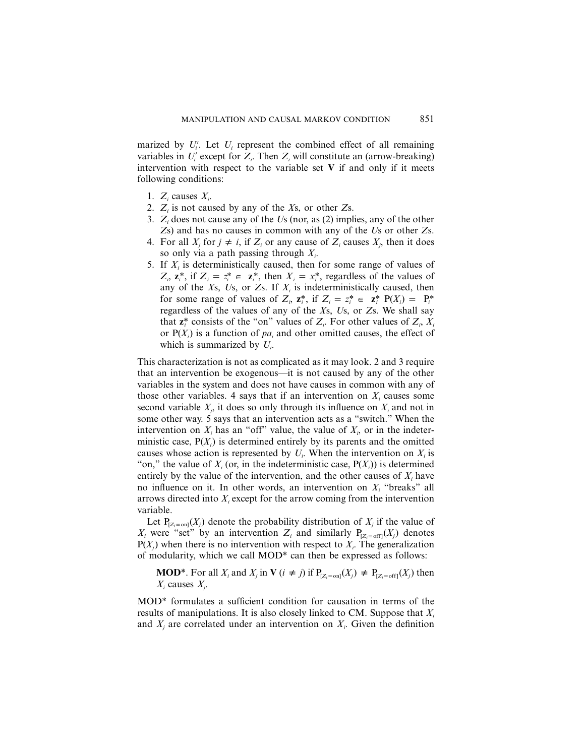marized by $U_i'$. Let $U_i$ represent the combined effect of all remaining variables in $U_i'$ except for $Z_i$. Then $Z_i$ will constitute an (arrow-breaking) intervention with respect to the variable set **V** if and only if it meets following conditions:

1. $Z_i$ causes $X_i$.
2. $Z_i$ is not caused by any of the $X$s, or other $Z$s.
3. $Z_i$ does not cause any of the $U$s (nor, as (2) implies, any of the other $Z$s) and has no causes in common with any of the $U$s or other $Z$s.
4. For all $X_j$ for $j \neq i$, if $Z_i$ or any cause of $Z_i$ causes $X_j$, then it does so only via a path passing through $X_i$.
5. If $X_i$ is deterministically caused, then for some range of values of $Z_i$, $\mathbf{z}_i^*$, if $Z_i = z_i^* \in \mathbf{z}_i^*$, then $X_i = x_i^*$, regardless of the values of any of the $X$s, $U$s, or $Z$s. If $X_i$ is indeterministically caused, then for some range of values of $Z_i$, $\mathbf{z}_i^*$, if $Z_i = z_i^* \in \mathbf{z}_i^*$ $P(X_i) = P_i^*$ regardless of the values of any of the $X$s, $U$s, or $Z$s. We shall say that $\mathbf{z}_i^*$ consists of the "on" values of $Z_i$. For other values of $Z_i$, $X_i$ or $P(X_i)$ is a function of $pa_i$ and other omitted causes, the effect of which is summarized by $U_i$.

This characterization is not as complicated as it may look. 2 and 3 require that an intervention be exogenous—it is not caused by any of the other variables in the system and does not have causes in common with any of those other variables. 4 says that if an intervention on $X_i$ causes some second variable $X_j$, it does so only through its influence on $X_i$ and not in some other way. 5 says that an intervention acts as a "switch." When the intervention on $X_i$ has an "off" value, the value of $X_i$, or in the indeterministic case, $P(X_i)$ is determined entirely by its parents and the omitted causes whose action is represented by $U_i$. When the intervention on $X_i$ is "on," the value of $X_i$ (or, in the indeterministic case, $P(X_i)$) is determined entirely by the value of the intervention, and the other causes of $X_i$ have no influence on it. In other words, an intervention on $X_i$ "breaks" all arrows directed into $X_i$ except for the arrow coming from the intervention variable.

Let $P_{[Z_i=\text{on}]}(X_j)$ denote the probability distribution of $X_j$ if the value of $X_i$ were "set" by an intervention $Z_i$ and similarly $P_{[Z_i=\text{off}]}(X_j)$ denotes $P(X_j)$ when there is no intervention with respect to $X_i$. The generalization of modularity, which we call MOD* can then be expressed as follows:

> **MOD***. For all $X_i$ and $X_j$ in **V** ($i \neq j$) if $P_{[Z_i=\text{on}]}(X_j) \neq P_{[Z_i=\text{off}]}(X_j)$ then $X_i$ causes $X_j$.

MOD* formulates a sufficient condition for causation in terms of the results of manipulations. It is also closely linked to CM. Suppose that $X_i$ and $X_j$ are correlated under an intervention on $X_i$. Given the definition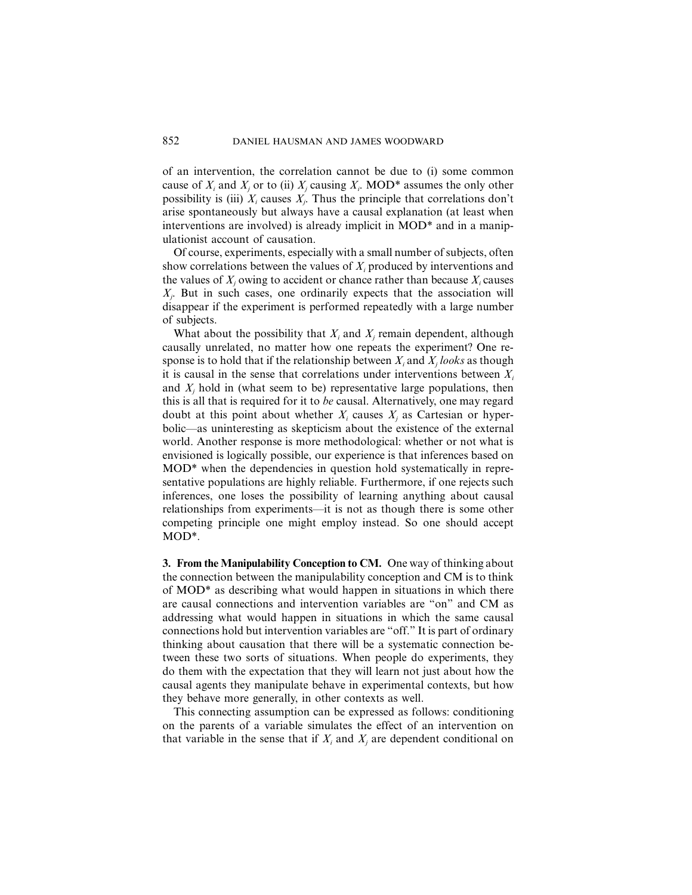of an intervention, the correlation cannot be due to (i) some common cause of $X_i$ and $X_j$ or to (ii) $X_j$ causing $X_i$. MOD* assumes the only other possibility is (iii) $X_i$ causes $X_j$. Thus the principle that correlations don't arise spontaneously but always have a causal explanation (at least when interventions are involved) is already implicit in MOD* and in a manipulationist account of causation.

Of course, experiments, especially with a small number of subjects, often show correlations between the values of $X_i$ produced by interventions and the values of $X_j$ owing to accident or chance rather than because $X_i$ causes $X_j$. But in such cases, one ordinarily expects that the association will disappear if the experiment is performed repeatedly with a large number of subjects.

What about the possibility that $X_i$ and $X_j$ remain dependent, although causally unrelated, no matter how one repeats the experiment? One response is to hold that if the relationship between $X_i$ and $X_j$ *looks* as though it is causal in the sense that correlations under interventions between $X_i$ and $X_j$ hold in (what seem to be) representative large populations, then this is all that is required for it to *be* causal. Alternatively, one may regard doubt at this point about whether $X_i$ causes $X_j$ as Cartesian or hyperbolic—as uninteresting as skepticism about the existence of the external world. Another response is more methodological: whether or not what is envisioned is logically possible, our experience is that inferences based on MOD* when the dependencies in question hold systematically in representative populations are highly reliable. Furthermore, if one rejects such inferences, one loses the possibility of learning anything about causal relationships from experiments—it is not as though there is some other competing principle one might employ instead. So one should accept MOD*.

**3. From the Manipulability Conception to CM.** One way of thinking about the connection between the manipulability conception and CM is to think of MOD* as describing what would happen in situations in which there are causal connections and intervention variables are "on" and CM as addressing what would happen in situations in which the same causal connections hold but intervention variables are "off." It is part of ordinary thinking about causation that there will be a systematic connection between these two sorts of situations. When people do experiments, they do them with the expectation that they will learn not just about how the causal agents they manipulate behave in experimental contexts, but how they behave more generally, in other contexts as well.

This connecting assumption can be expressed as follows: conditioning on the parents of a variable simulates the effect of an intervention on that variable in the sense that if $X_i$ and $X_j$ are dependent conditional on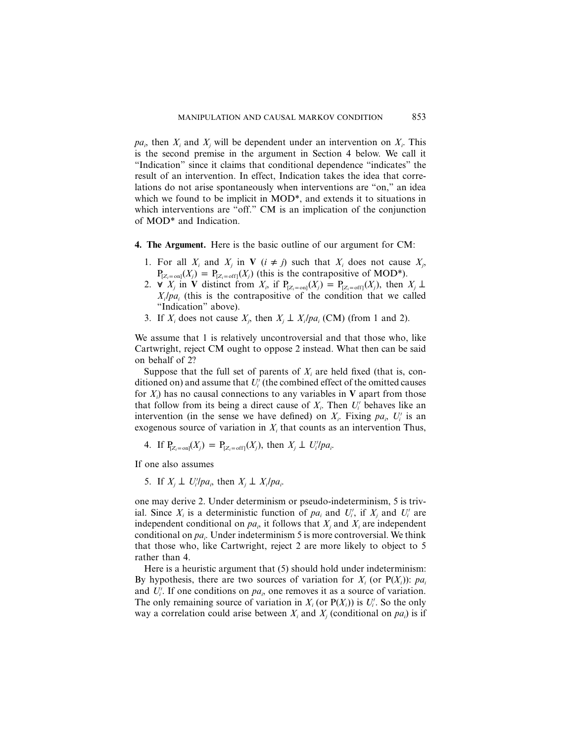$pa_i$, then $X_i$ and $X_j$ will be dependent under an intervention on $X_i$. This is the second premise in the argument in Section 4 below. We call it "Indication" since it claims that conditional dependence "indicates" the result of an intervention. In effect, Indication takes the idea that correlations do not arise spontaneously when interventions are "on," an idea which we found to be implicit in MOD*, and extends it to situations in which interventions are "off." CM is an implication of the conjunction of MOD* and Indication.

**4. The Argument.** Here is the basic outline of our argument for CM:

1. For all $X_i$ and $X_j$ in **V** ($i \neq j$) such that $X_i$ does not cause $X_j$, $P_{[Z_i=\text{on}]}(X_j) = P_{[Z_i=\text{off}]}(X_j)$ (this is the contrapositive of MOD*).
2. $\forall$ $X_j$ in **V** distinct from $X_i$, if $P_{[Z_i=\text{on}]}(X_j) = P_{[Z_i=\text{off}]}(X_j)$, then $X_j \perp X_i/pa_i$ (this is the contrapositive of the condition that we called "Indication" above).
3. If $X_i$ does not cause $X_j$, then $X_j \perp X_i/pa_i$ (CM) (from 1 and 2).

We assume that 1 is relatively uncontroversial and that those who, like Cartwright, reject CM ought to oppose 2 instead. What then can be said on behalf of 2?

Suppose that the full set of parents of $X_i$ are held fixed (that is, conditioned on) and assume that $U_i'$ (the combined effect of the omitted causes for $X_i$) has no causal connections to any variables in **V** apart from those that follow from its being a direct cause of $X_i$. Then $U_i'$ behaves like an intervention (in the sense we have defined) on $X_i$. Fixing $pa_i$, $U_i'$ is an exogenous source of variation in $X_i$ that counts as an intervention Thus,

4. If $P_{[Z_i=\text{on}]}(X_j) = P_{[Z_i=\text{off}]}(X_j)$, then $X_j \perp U_i'/pa_i$.

If one also assumes

5. If $X_j \perp U_i'/pa_i$, then $X_j \perp X_i/pa_i$.

one may derive 2. Under determinism or pseudo-indeterminism, 5 is trivial. Since $X_i$ is a deterministic function of $pa_i$ and $U_i'$, if $X_j$ and $U_i'$ are independent conditional on $pa_i$, it follows that $X_j$ and $X_i$ are independent conditional on $pa_i$. Under indeterminism 5 is more controversial. We think that those who, like Cartwright, reject 2 are more likely to object to 5 rather than 4.

Here is a heuristic argument that (5) should hold under indeterminism: By hypothesis, there are two sources of variation for $X_i$ (or $P(X_i)$): $pa_i$ and $U_i'$. If one conditions on $pa_i$, one removes it as a source of variation. The only remaining source of variation in $X_i$ (or $P(X_i)$) is $U_i'$. So the only way a correlation could arise between $X_i$ and $X_j$ (conditional on $pa_i$) is if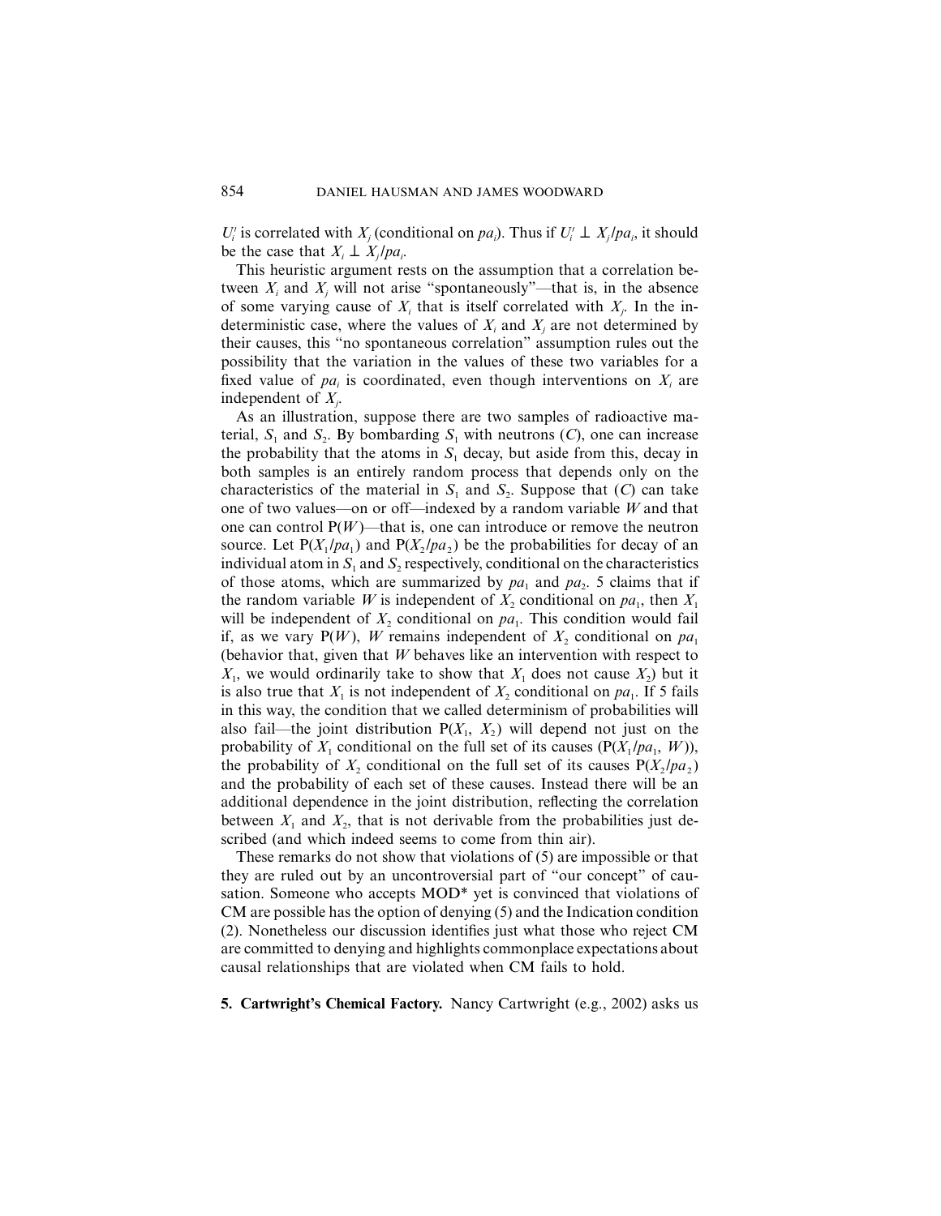$U_i'$ is correlated with $X_j$ (conditional on $pa_i$). Thus if $U_i' \perp X_j/pa_i$, it should be the case that $X_i \perp X_j/pa_i$.

This heuristic argument rests on the assumption that a correlation between $X_i$ and $X_j$ will not arise "spontaneously"—that is, in the absence of some varying cause of $X_i$ that is itself correlated with $X_j$. In the indeterministic case, where the values of $X_i$ and $X_j$ are not determined by their causes, this "no spontaneous correlation" assumption rules out the possibility that the variation in the values of these two variables for a fixed value of $pa_i$ is coordinated, even though interventions on $X_i$ are independent of $X_j$.

As an illustration, suppose there are two samples of radioactive material, $S_1$ and $S_2$. By bombarding $S_1$ with neutrons ($C$), one can increase the probability that the atoms in $S_1$ decay, but aside from this, decay in both samples is an entirely random process that depends only on the characteristics of the material in $S_1$ and $S_2$. Suppose that ($C$) can take one of two values—on or off—indexed by a random variable $W$ and that one can control $P(W)$—that is, one can introduce or remove the neutron source. Let $P(X_1/pa_1)$ and $P(X_2/pa_2)$ be the probabilities for decay of an individual atom in $S_1$ and $S_2$ respectively, conditional on the characteristics of those atoms, which are summarized by $pa_1$ and $pa_2$. 5 claims that if the random variable $W$ is independent of $X_2$ conditional on $pa_1$, then $X_1$ will be independent of $X_2$ conditional on $pa_1$. This condition would fail if, as we vary $P(W)$, $W$ remains independent of $X_2$ conditional on $pa_1$ (behavior that, given that $W$ behaves like an intervention with respect to $X_1$, we would ordinarily take to show that $X_1$ does not cause $X_2$) but it is also true that $X_1$ is not independent of $X_2$ conditional on $pa_1$. If 5 fails in this way, the condition that we called determinism of probabilities will also fail—the joint distribution $P(X_1, X_2)$ will depend not just on the probability of $X_1$ conditional on the full set of its causes ($P(X_1/pa_1, W)$), the probability of $X_2$ conditional on the full set of its causes $P(X_2/pa_2)$ and the probability of each set of these causes. Instead there will be an additional dependence in the joint distribution, reflecting the correlation between $X_1$ and $X_2$, that is not derivable from the probabilities just described (and which indeed seems to come from thin air).

These remarks do not show that violations of (5) are impossible or that they are ruled out by an uncontroversial part of "our concept" of causation. Someone who accepts MOD* yet is convinced that violations of CM are possible has the option of denying (5) and the Indication condition (2). Nonetheless our discussion identifies just what those who reject CM are committed to denying and highlights commonplace expectations about causal relationships that are violated when CM fails to hold.

**5. Cartwright's Chemical Factory.** Nancy Cartwright (e.g., 2002) asks us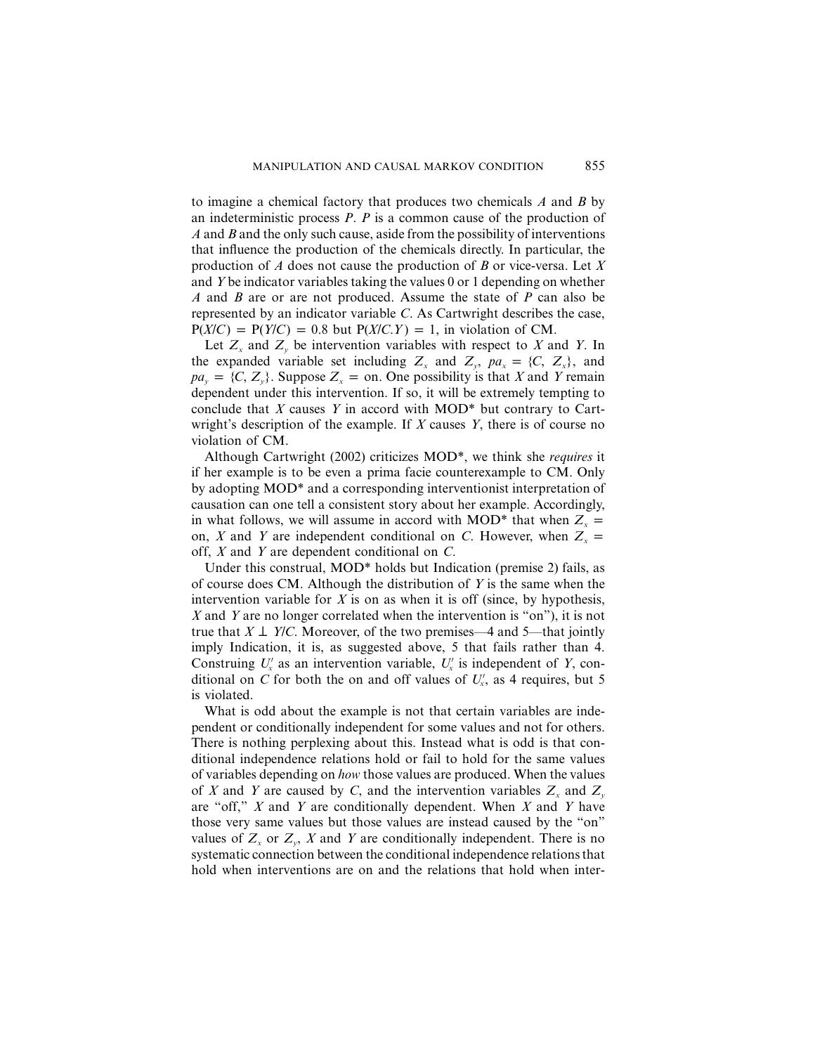to imagine a chemical factory that produces two chemicals $A$ and $B$ by an indeterministic process $P$. $P$ is a common cause of the production of $A$ and $B$ and the only such cause, aside from the possibility of interventions that influence the production of the chemicals directly. In particular, the production of $A$ does not cause the production of $B$ or vice-versa. Let $X$ and $Y$ be indicator variables taking the values 0 or 1 depending on whether $A$ and $B$ are or are not produced. Assume the state of $P$ can also be represented by an indicator variable $C$. As Cartwright describes the case, $P(X/C) = P(Y/C) = 0.8$ but $P(X/C.Y) = 1$, in violation of CM.

Let $Z_x$ and $Z_y$ be intervention variables with respect to $X$ and $Y$. In the expanded variable set including $Z_x$ and $Z_y$, $pa_x = \{C, Z_x\}$, and $pa_y = \{C, Z_y\}$. Suppose $Z_x$ = on. One possibility is that $X$ and $Y$ remain dependent under this intervention. If so, it will be extremely tempting to conclude that $X$ causes $Y$ in accord with MOD* but contrary to Cartwright's description of the example. If $X$ causes $Y$, there is of course no violation of CM.

Although Cartwright (2002) criticizes MOD*, we think she *requires* it if her example is to be even a prima facie counterexample to CM. Only by adopting MOD* and a corresponding interventionist interpretation of causation can one tell a consistent story about her example. Accordingly, in what follows, we will assume in accord with MOD* that when $Z_x$ = on, $X$ and $Y$ are independent conditional on $C$. However, when $Z_x$ = off, $X$ and $Y$ are dependent conditional on $C$.

Under this construal, MOD* holds but Indication (premise 2) fails, as of course does CM. Although the distribution of $Y$ is the same when the intervention variable for $X$ is on as when it is off (since, by hypothesis, $X$ and $Y$ are no longer correlated when the intervention is "on"), it is not true that $X \perp Y/C$. Moreover, of the two premises—4 and 5—that jointly imply Indication, it is, as suggested above, 5 that fails rather than 4. Construing $U_x'$ as an intervention variable, $U_x'$ is independent of $Y$, conditional on $C$ for both the on and off values of $U_x'$, as 4 requires, but 5 is violated.

What is odd about the example is not that certain variables are independent or conditionally independent for some values and not for others. There is nothing perplexing about this. Instead what is odd is that conditional independence relations hold or fail to hold for the same values of variables depending on *how* those values are produced. When the values of $X$ and $Y$ are caused by $C$, and the intervention variables $Z_x$ and $Z_y$ are "off," $X$ and $Y$ are conditionally dependent. When $X$ and $Y$ have those very same values but those values are instead caused by the "on" values of $Z_x$ or $Z_y$, $X$ and $Y$ are conditionally independent. There is no systematic connection between the conditional independence relations that hold when interventions are on and the relations that hold when inter-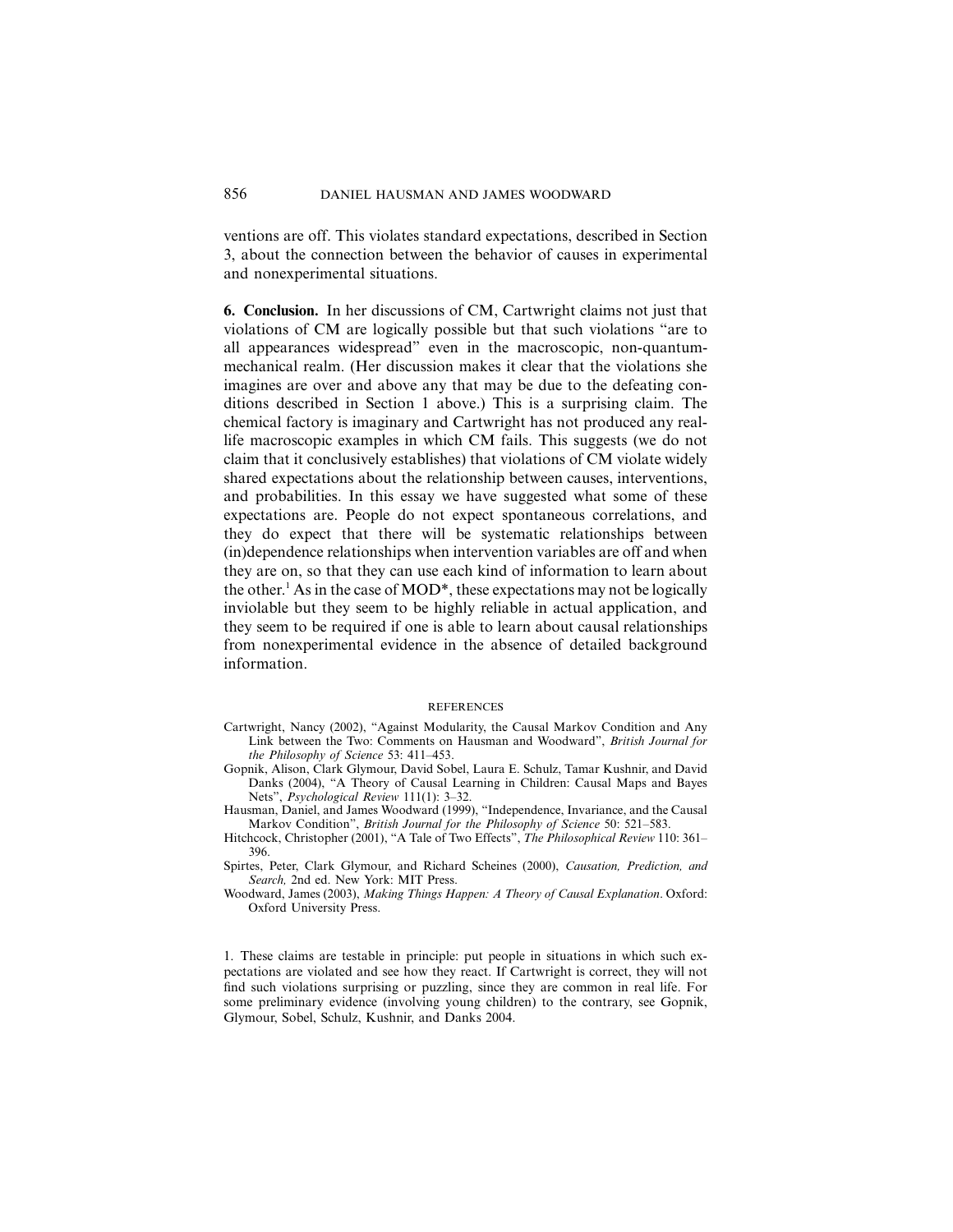ventions are off. This violates standard expectations, described in Section 3, about the connection between the behavior of causes in experimental and nonexperimental situations.

**6. Conclusion.** In her discussions of CM, Cartwright claims not just that violations of CM are logically possible but that such violations "are to all appearances widespread" even in the macroscopic, non-quantum-mechanical realm. (Her discussion makes it clear that the violations she imagines are over and above any that may be due to the defeating conditions described in Section 1 above.) This is a surprising claim. The chemical factory is imaginary and Cartwright has not produced any real-life macroscopic examples in which CM fails. This suggests (we do not claim that it conclusively establishes) that violations of CM violate widely shared expectations about the relationship between causes, interventions, and probabilities. In this essay we have suggested what some of these expectations are. People do not expect spontaneous correlations, and they do expect that there will be systematic relationships between (in)dependence relationships when intervention variables are off and when they are on, so that they can use each kind of information to learn about the other.[1] As in the case of MOD*, these expectations may not be logically inviolable but they seem to be highly reliable in actual application, and they seem to be required if one is able to learn about causal relationships from nonexperimental evidence in the absence of detailed background information.

## REFERENCES

Cartwright, Nancy (2002), "Against Modularity, the Causal Markov Condition and Any Link between the Two: Comments on Hausman and Woodward", *British Journal for the Philosophy of Science* 53: 411–453.

Gopnik, Alison, Clark Glymour, David Sobel, Laura E. Schulz, Tamar Kushnir, and David Danks (2004), "A Theory of Causal Learning in Children: Causal Maps and Bayes Nets", *Psychological Review* 111(1): 3–32.

Hausman, Daniel, and James Woodward (1999), "Independence, Invariance, and the Causal Markov Condition", *British Journal for the Philosophy of Science* 50: 521–583.

Hitchcock, Christopher (2001), "A Tale of Two Effects", *The Philosophical Review* 110: 361–396.

Spirtes, Peter, Clark Glymour, and Richard Scheines (2000), *Causation, Prediction, and Search,* 2nd ed. New York: MIT Press.

Woodward, James (2003), *Making Things Happen: A Theory of Causal Explanation*. Oxford: Oxford University Press.

1. These claims are testable in principle: put people in situations in which such expectations are violated and see how they react. If Cartwright is correct, they will not find such violations surprising or puzzling, since they are common in real life. For some preliminary evidence (involving young children) to the contrary, see Gopnik, Glymour, Sobel, Schulz, Kushnir, and Danks 2004.